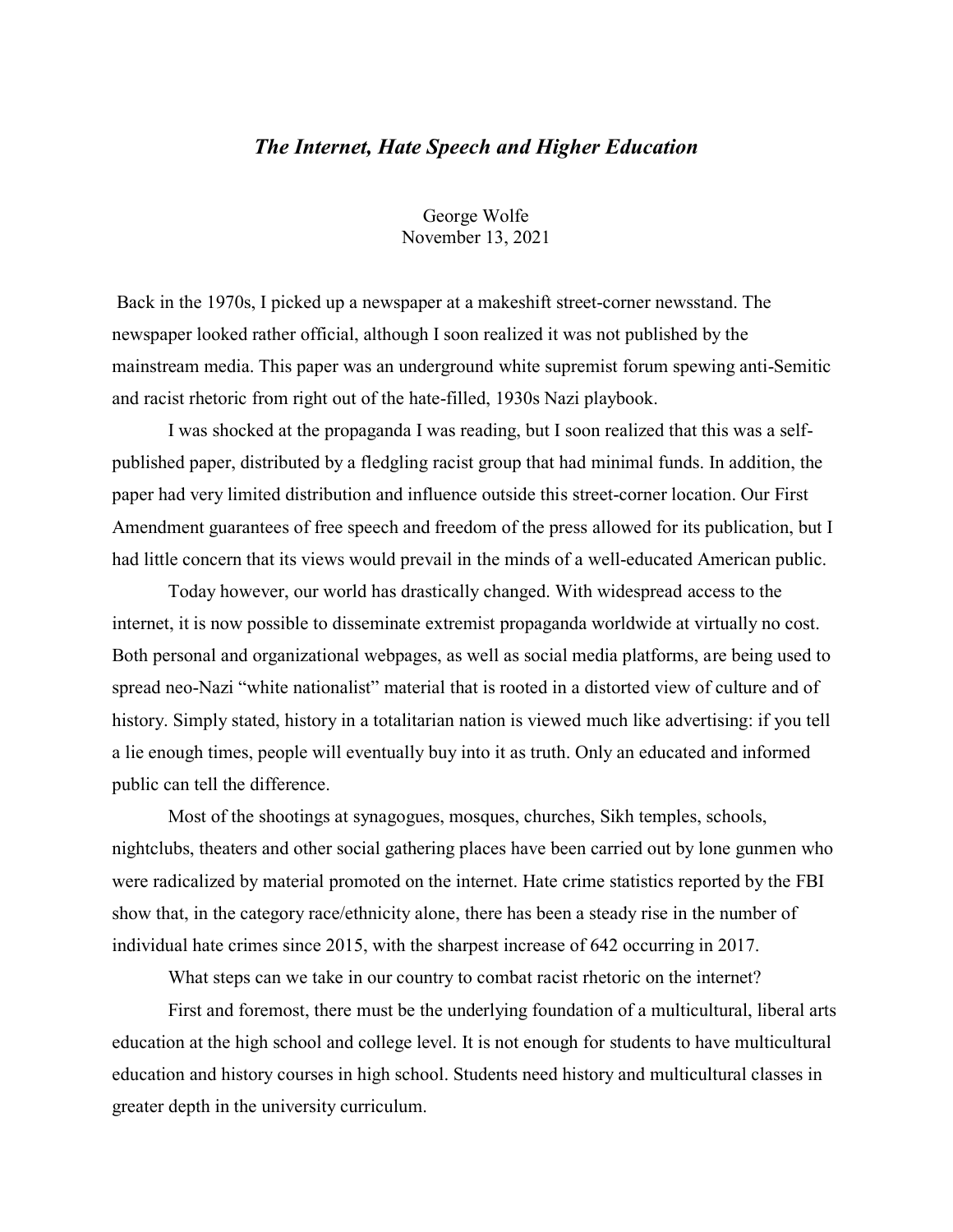# *The Internet, Hate Speech and Higher Education*

George Wolfe
November 13, 2021

Back in the 1970s, I picked up a newspaper at a makeshift street-corner newsstand. The newspaper looked rather official, although I soon realized it was not published by the mainstream media. This paper was an underground white supremist forum spewing anti-Semitic and racist rhetoric from right out of the hate-filled, 1930s Nazi playbook.

I was shocked at the propaganda I was reading, but I soon realized that this was a self-published paper, distributed by a fledgling racist group that had minimal funds. In addition, the paper had very limited distribution and influence outside this street-corner location. Our First Amendment guarantees of free speech and freedom of the press allowed for its publication, but I had little concern that its views would prevail in the minds of a well-educated American public.

Today however, our world has drastically changed. With widespread access to the internet, it is now possible to disseminate extremist propaganda worldwide at virtually no cost. Both personal and organizational webpages, as well as social media platforms, are being used to spread neo-Nazi "white nationalist" material that is rooted in a distorted view of culture and of history. Simply stated, history in a totalitarian nation is viewed much like advertising: if you tell a lie enough times, people will eventually buy into it as truth. Only an educated and informed public can tell the difference.

Most of the shootings at synagogues, mosques, churches, Sikh temples, schools, nightclubs, theaters and other social gathering places have been carried out by lone gunmen who were radicalized by material promoted on the internet. Hate crime statistics reported by the FBI show that, in the category race/ethnicity alone, there has been a steady rise in the number of individual hate crimes since 2015, with the sharpest increase of 642 occurring in 2017.

What steps can we take in our country to combat racist rhetoric on the internet?

First and foremost, there must be the underlying foundation of a multicultural, liberal arts education at the high school and college level. It is not enough for students to have multicultural education and history courses in high school. Students need history and multicultural classes in greater depth in the university curriculum.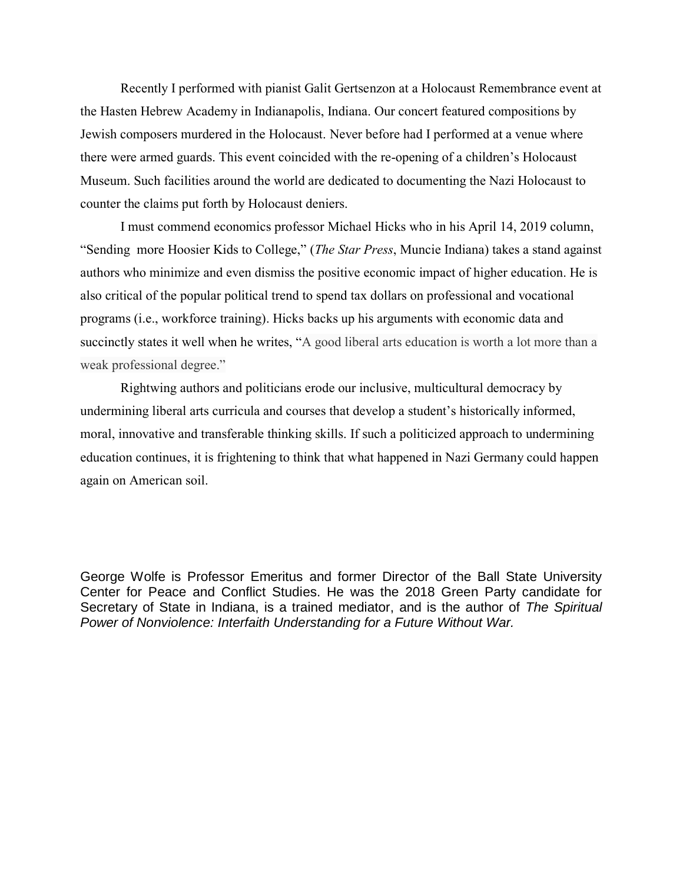Recently I performed with pianist Galit Gertsenzon at a Holocaust Remembrance event at the Hasten Hebrew Academy in Indianapolis, Indiana. Our concert featured compositions by Jewish composers murdered in the Holocaust. Never before had I performed at a venue where there were armed guards. This event coincided with the re-opening of a children's Holocaust Museum. Such facilities around the world are dedicated to documenting the Nazi Holocaust to counter the claims put forth by Holocaust deniers.

I must commend economics professor Michael Hicks who in his April 14, 2019 column, "Sending more Hoosier Kids to College," (*The Star Press*, Muncie Indiana) takes a stand against authors who minimize and even dismiss the positive economic impact of higher education. He is also critical of the popular political trend to spend tax dollars on professional and vocational programs (i.e., workforce training). Hicks backs up his arguments with economic data and succinctly states it well when he writes, "A good liberal arts education is worth a lot more than a weak professional degree."

Rightwing authors and politicians erode our inclusive, multicultural democracy by undermining liberal arts curricula and courses that develop a student's historically informed, moral, innovative and transferable thinking skills. If such a politicized approach to undermining education continues, it is frightening to think that what happened in Nazi Germany could happen again on American soil.

George Wolfe is Professor Emeritus and former Director of the Ball State University Center for Peace and Conflict Studies. He was the 2018 Green Party candidate for Secretary of State in Indiana, is a trained mediator, and is the author of *The Spiritual Power of Nonviolence: Interfaith Understanding for a Future Without War.*